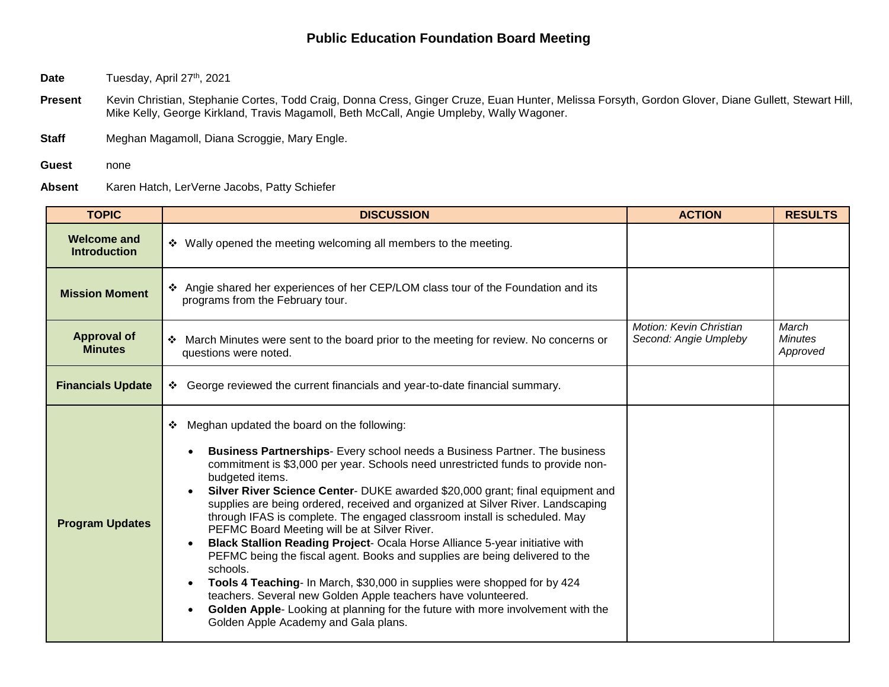# Public Education Foundation Board Meeting

**Date** Tuesday, April 27th, 2021

**Present** Kevin Christian, Stephanie Cortes, Todd Craig, Donna Cress, Ginger Cruze, Euan Hunter, Melissa Forsyth, Gordon Glover, Diane Gullett, Stewart Hill, Mike Kelly, George Kirkland, Travis Magamoll, Beth McCall, Angie Umpleby, Wally Wagoner.

**Staff** Meghan Magamoll, Diana Scroggie, Mary Engle.

**Guest** none

**Absent** Karen Hatch, LerVerne Jacobs, Patty Schiefer

| TOPIC | DISCUSSION | ACTION | RESULTS |
|---|---|---|---|
| **Welcome and Introduction** | ❖ Wally opened the meeting welcoming all members to the meeting. | | |
| **Mission Moment** | ❖ Angie shared her experiences of her CEP/LOM class tour of the Foundation and its programs from the February tour. | | |
| **Approval of Minutes** | ❖ March Minutes were sent to the board prior to the meeting for review. No concerns or questions were noted. | *Motion: Kevin Christian*<br>*Second: Angie Umpleby* | *March Minutes Approved* |
| **Financials Update** | ❖ George reviewed the current financials and year-to-date financial summary. | | |
| **Program Updates** | ❖ Meghan updated the board on the following:<br>• **Business Partnerships**- Every school needs a Business Partner. The business commitment is $3,000 per year. Schools need unrestricted funds to provide non-budgeted items.<br>• **Silver River Science Center**- DUKE awarded $20,000 grant; final equipment and supplies are being ordered, received and organized at Silver River. Landscaping through IFAS is complete. The engaged classroom install is scheduled. May PEFMC Board Meeting will be at Silver River.<br>• **Black Stallion Reading Project**- Ocala Horse Alliance 5-year initiative with PEFMC being the fiscal agent. Books and supplies are being delivered to the schools.<br>• **Tools 4 Teaching**- In March, $30,000 in supplies were shopped for by 424 teachers. Several new Golden Apple teachers have volunteered.<br>• **Golden Apple**- Looking at planning for the future with more involvement with the Golden Apple Academy and Gala plans. | | |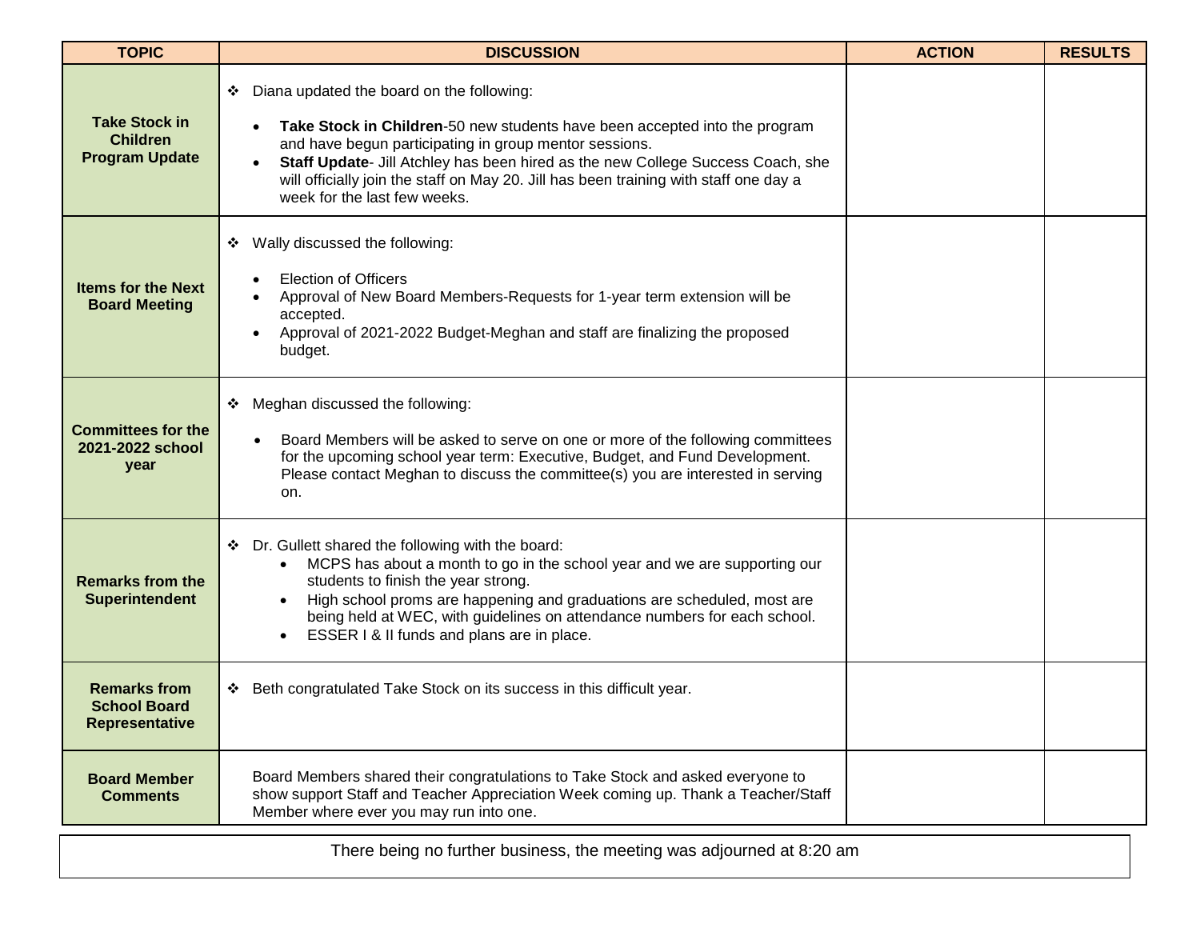| TOPIC | DISCUSSION | ACTION | RESULTS |
|---|---|---|---|
| **Take Stock in Children Program Update** | ❖ Diana updated the board on the following:<br>• **Take Stock in Children**-50 new students have been accepted into the program and have begun participating in group mentor sessions.<br>• **Staff Update**- Jill Atchley has been hired as the new College Success Coach, she will officially join the staff on May 20. Jill has been training with staff one day a week for the last few weeks. | | |
| **Items for the Next Board Meeting** | ❖ Wally discussed the following:<br>• Election of Officers<br>• Approval of New Board Members-Requests for 1-year term extension will be accepted.<br>• Approval of 2021-2022 Budget-Meghan and staff are finalizing the proposed budget. | | |
| **Committees for the 2021-2022 school year** | ❖ Meghan discussed the following:<br>• Board Members will be asked to serve on one or more of the following committees for the upcoming school year term: Executive, Budget, and Fund Development. Please contact Meghan to discuss the committee(s) you are interested in serving on. | | |
| **Remarks from the Superintendent** | ❖ Dr. Gullett shared the following with the board:<br>• MCPS has about a month to go in the school year and we are supporting our students to finish the year strong.<br>• High school proms are happening and graduations are scheduled, most are being held at WEC, with guidelines on attendance numbers for each school.<br>• ESSER I & II funds and plans are in place. | | |
| **Remarks from School Board Representative** | ❖ Beth congratulated Take Stock on its success in this difficult year. | | |
| **Board Member Comments** | Board Members shared their congratulations to Take Stock and asked everyone to show support Staff and Teacher Appreciation Week coming up. Thank a Teacher/Staff Member where ever you may run into one. | | |

There being no further business, the meeting was adjourned at 8:20 am